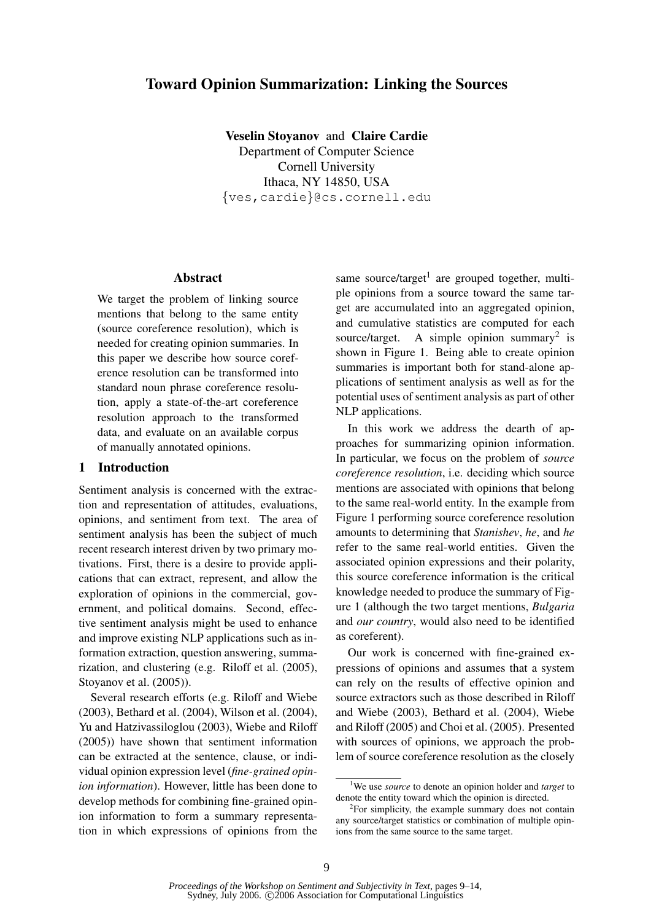# Toward Opinion Summarization: Linking the Sources

**Veselin Stoyanov** and **Claire Cardie**
Department of Computer Science
Cornell University
Ithaca, NY 14850, USA
{ves,cardie}@cs.cornell.edu

## Abstract

We target the problem of linking source mentions that belong to the same entity (source coreference resolution), which is needed for creating opinion summaries. In this paper we describe how source coreference resolution can be transformed into standard noun phrase coreference resolution, apply a state-of-the-art coreference resolution approach to the transformed data, and evaluate on an available corpus of manually annotated opinions.

## 1 Introduction

Sentiment analysis is concerned with the extraction and representation of attitudes, evaluations, opinions, and sentiment from text. The area of sentiment analysis has been the subject of much recent research interest driven by two primary motivations. First, there is a desire to provide applications that can extract, represent, and allow the exploration of opinions in the commercial, government, and political domains. Second, effective sentiment analysis might be used to enhance and improve existing NLP applications such as information extraction, question answering, summarization, and clustering (e.g. Riloff et al. (2005), Stoyanov et al. (2005)).

Several research efforts (e.g. Riloff and Wiebe (2003), Bethard et al. (2004), Wilson et al. (2004), Yu and Hatzivassiloglou (2003), Wiebe and Riloff (2005)) have shown that sentiment information can be extracted at the sentence, clause, or individual opinion expression level (*fine-grained opinion information*). However, little has been done to develop methods for combining fine-grained opinion information to form a summary representation in which expressions of opinions from the same source/target[1] are grouped together, multiple opinions from a source toward the same target are accumulated into an aggregated opinion, and cumulative statistics are computed for each source/target. A simple opinion summary[2] is shown in Figure 1. Being able to create opinion summaries is important both for stand-alone applications of sentiment analysis as well as for the potential uses of sentiment analysis as part of other NLP applications.

In this work we address the dearth of approaches for summarizing opinion information. In particular, we focus on the problem of *source coreference resolution*, i.e. deciding which source mentions are associated with opinions that belong to the same real-world entity. In the example from Figure 1 performing source coreference resolution amounts to determining that *Stanishev*, *he*, and *he* refer to the same real-world entities. Given the associated opinion expressions and their polarity, this source coreference information is the critical knowledge needed to produce the summary of Figure 1 (although the two target mentions, *Bulgaria* and *our country*, would also need to be identified as coreferent).

Our work is concerned with fine-grained expressions of opinions and assumes that a system can rely on the results of effective opinion and source extractors such as those described in Riloff and Wiebe (2003), Bethard et al. (2004), Wiebe and Riloff (2005) and Choi et al. (2005). Presented with sources of opinions, we approach the problem of source coreference resolution as the closely

[1] We use *source* to denote an opinion holder and *target* to denote the entity toward which the opinion is directed.

[2] For simplicity, the example summary does not contain any source/target statistics or combination of multiple opinions from the same source to the same target.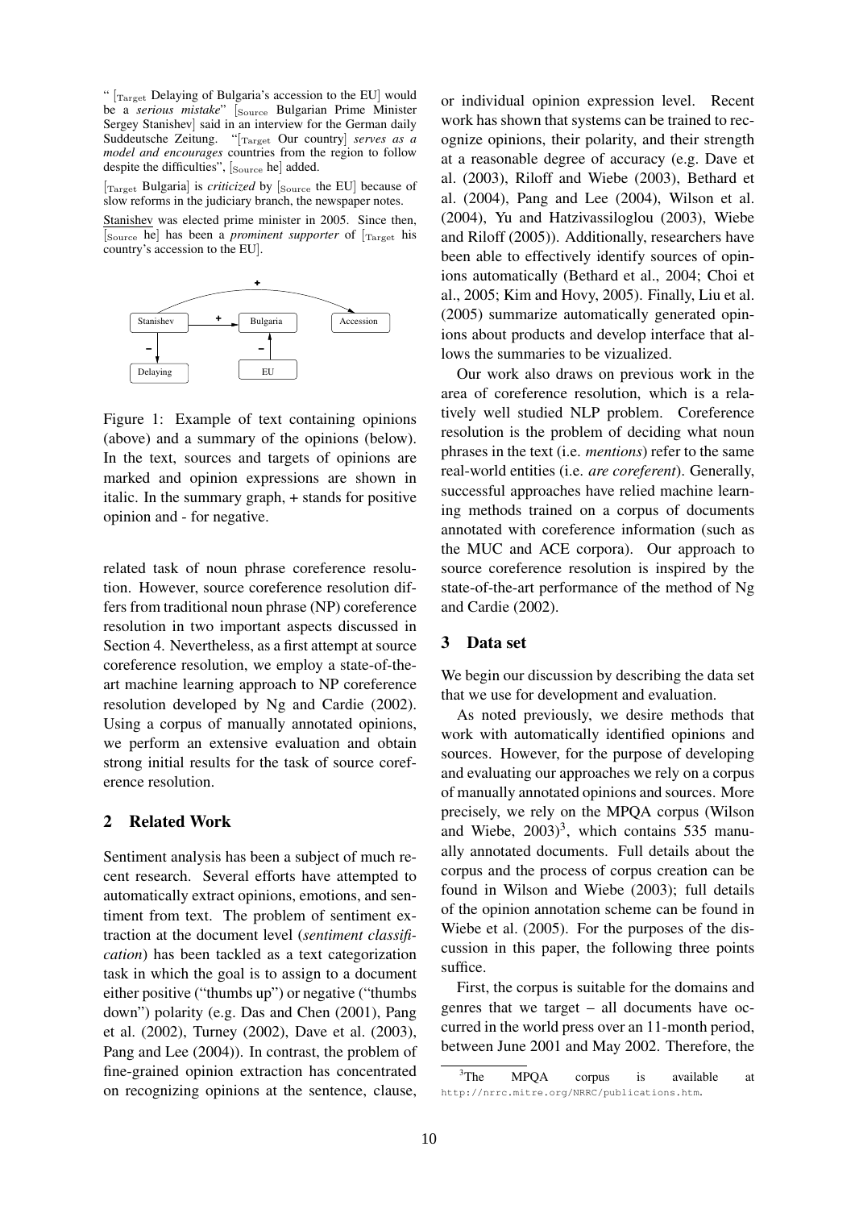" [$_{\text{Target}}$ Delaying of Bulgaria's accession to the EU] would be a *serious mistake*" [$_{\text{Source}}$ Bulgarian Prime Minister Sergey Stanishev] said in an interview for the German daily Suddeutsche Zeitung. "[$_{\text{Target}}$ Our country] *serves as a model and encourages* countries from the region to follow despite the difficulties", [$_{\text{Source}}$ he] added.

[$_{\text{Target}}$ Bulgaria] is *criticized* by [$_{\text{Source}}$ the EU] because of slow reforms in the judiciary branch, the newspaper notes.

Stanishev was elected prime minister in 2005. Since then, [$_{\text{Source}}$ he] has been a *prominent supporter* of [$_{\text{Target}}$ his country's accession to the EU].

Figure 1: Example of text containing opinions (above) and a summary of the opinions (below). In the text, sources and targets of opinions are marked and opinion expressions are shown in italic. In the summary graph, + stands for positive opinion and - for negative.

related task of noun phrase coreference resolution. However, source coreference resolution differs from traditional noun phrase (NP) coreference resolution in two important aspects discussed in Section 4. Nevertheless, as a first attempt at source coreference resolution, we employ a state-of-the-art machine learning approach to NP coreference resolution developed by Ng and Cardie (2002). Using a corpus of manually annotated opinions, we perform an extensive evaluation and obtain strong initial results for the task of source coreference resolution.

## 2 Related Work

Sentiment analysis has been a subject of much recent research. Several efforts have attempted to automatically extract opinions, emotions, and sentiment from text. The problem of sentiment extraction at the document level (*sentiment classification*) has been tackled as a text categorization task in which the goal is to assign to a document either positive ("thumbs up") or negative ("thumbs down") polarity (e.g. Das and Chen (2001), Pang et al. (2002), Turney (2002), Dave et al. (2003), Pang and Lee (2004)). In contrast, the problem of fine-grained opinion extraction has concentrated on recognizing opinions at the sentence, clause, or individual opinion expression level. Recent work has shown that systems can be trained to recognize opinions, their polarity, and their strength at a reasonable degree of accuracy (e.g. Dave et al. (2003), Riloff and Wiebe (2003), Bethard et al. (2004), Pang and Lee (2004), Wilson et al. (2004), Yu and Hatzivassiloglou (2003), Wiebe and Riloff (2005)). Additionally, researchers have been able to effectively identify sources of opinions automatically (Bethard et al., 2004; Choi et al., 2005; Kim and Hovy, 2005). Finally, Liu et al. (2005) summarize automatically generated opinions about products and develop interface that allows the summaries to be vizualized.

Our work also draws on previous work in the area of coreference resolution, which is a relatively well studied NLP problem. Coreference resolution is the problem of deciding what noun phrases in the text (i.e. *mentions*) refer to the same real-world entities (i.e. *are coreferent*). Generally, successful approaches have relied machine learning methods trained on a corpus of documents annotated with coreference information (such as the MUC and ACE corpora). Our approach to source coreference resolution is inspired by the state-of-the-art performance of the method of Ng and Cardie (2002).

## 3 Data set

We begin our discussion by describing the data set that we use for development and evaluation.

As noted previously, we desire methods that work with automatically identified opinions and sources. However, for the purpose of developing and evaluating our approaches we rely on a corpus of manually annotated opinions and sources. More precisely, we rely on the MPQA corpus (Wilson and Wiebe, 2003)[3], which contains 535 manually annotated documents. Full details about the corpus and the process of corpus creation can be found in Wilson and Wiebe (2003); full details of the opinion annotation scheme can be found in Wiebe et al. (2005). For the purposes of the discussion in this paper, the following three points suffice.

First, the corpus is suitable for the domains and genres that we target – all documents have occurred in the world press over an 11-month period, between June 2001 and May 2002. Therefore, the

[3] The MPQA corpus is available at http://nrrc.mitre.org/NRRC/publications.htm.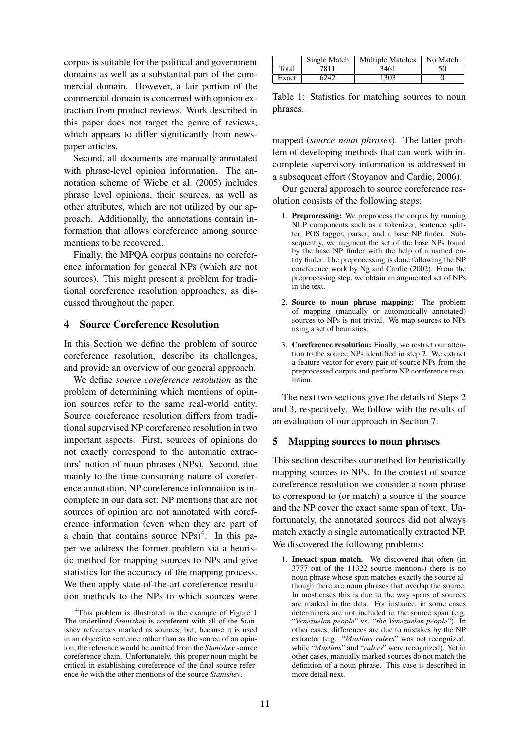corpus is suitable for the political and government domains as well as a substantial part of the commercial domain. However, a fair portion of the commercial domain is concerned with opinion extraction from product reviews. Work described in this paper does not target the genre of reviews, which appears to differ significantly from newspaper articles.

Second, all documents are manually annotated with phrase-level opinion information. The annotation scheme of Wiebe et al. (2005) includes phrase level opinions, their sources, as well as other attributes, which are not utilized by our approach. Additionally, the annotations contain information that allows coreference among source mentions to be recovered.

Finally, the MPQA corpus contains no coreference information for general NPs (which are not sources). This might present a problem for traditional coreference resolution approaches, as discussed throughout the paper.

## 4 Source Coreference Resolution

In this Section we define the problem of source coreference resolution, describe its challenges, and provide an overview of our general approach.

We define *source coreference resolution* as the problem of determining which mentions of opinion sources refer to the same real-world entity. Source coreference resolution differs from traditional supervised NP coreference resolution in two important aspects. First, sources of opinions do not exactly correspond to the automatic extractors' notion of noun phrases (NPs). Second, due mainly to the time-consuming nature of coreference annotation, NP coreference information is incomplete in our data set: NP mentions that are not sources of opinion are not annotated with coreference information (even when they are part of a chain that contains source NPs)[4]. In this paper we address the former problem via a heuristic method for mapping sources to NPs and give statistics for the accuracy of the mapping process. We then apply state-of-the-art coreference resolution methods to the NPs to which sources were

[4]This problem is illustrated in the example of Figure 1 The underlined *Stanishev* is coreferent with all of the Stanishev references marked as sources, but, because it is used in an objective sentence rather than as the source of an opinion, the reference would be omitted from the *Stanishev* source coreference chain. Unfortunately, this proper noun might be critical in establishing coreference of the final source reference *he* with the other mentions of the source *Stanishev*.

| | Single Match | Multiple Matches | No Match |
|---|---|---|---|
| Total | 7811 | 3461 | 50 |
| Exact | 6242 | 1303 | 0 |

Table 1: Statistics for matching sources to noun phrases.

mapped (*source noun phrases*). The latter problem of developing methods that can work with incomplete supervisory information is addressed in a subsequent effort (Stoyanov and Cardie, 2006).

Our general approach to source coreference resolution consists of the following steps:

1. **Preprocessing:** We preprocess the corpus by running NLP components such as a tokenizer, sentence splitter, POS tagger, parser, and a base NP finder. Subsequently, we augment the set of the base NPs found by the base NP finder with the help of a named entity finder. The preprocessing is done following the NP coreference work by Ng and Cardie (2002). From the preprocessing step, we obtain an augmented set of NPs in the text.
2. **Source to noun phrase mapping:** The problem of mapping (manually or automatically annotated) sources to NPs is not trivial. We map sources to NPs using a set of heuristics.
3. **Coreference resolution:** Finally, we restrict our attention to the source NPs identified in step 2. We extract a feature vector for every pair of source NPs from the preprocessed corpus and perform NP coreference resolution.

The next two sections give the details of Steps 2 and 3, respectively. We follow with the results of an evaluation of our approach in Section 7.

## 5 Mapping sources to noun phrases

This section describes our method for heuristically mapping sources to NPs. In the context of source coreference resolution we consider a noun phrase to correspond to (or match) a source if the source and the NP cover the exact same span of text. Unfortunately, the annotated sources did not always match exactly a single automatically extracted NP. We discovered the following problems:

1. **Inexact span match.** We discovered that often (in 3777 out of the 11322 source mentions) there is no noun phrase whose span matches exactly the source although there are noun phrases that overlap the source. In most cases this is due to the way spans of sources are marked in the data. For instance, in some cases determiners are not included in the source span (e.g. "*Venezuelan people*" vs. "*the Venezuelan people*"). In other cases, differences are due to mistakes by the NP extractor (e.g. "*Muslims rulers*" was not recognized, while "*Muslims*" and "*rulers*" were recognized). Yet in other cases, manually marked sources do not match the definition of a noun phrase. This case is described in more detail next.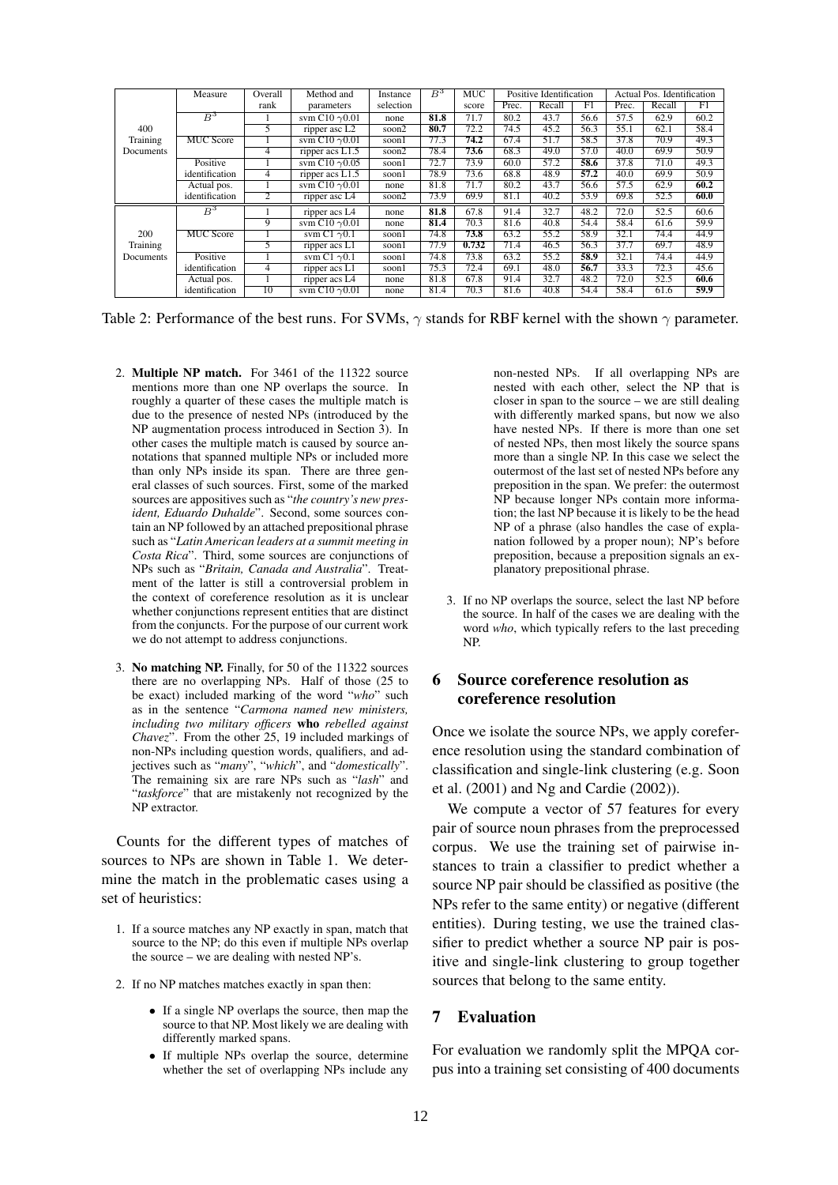| | Measure | Overall rank | Method and parameters | Instance selection | $B^3$ | MUC score | Positive Identification | | | Actual Pos. Identification | | |
|---|---|---|---|---|---|---|---|---|---|---|---|---|
| | | | | | | | Prec. | Recall | F1 | Prec. | Recall | F1 |
| 400 Training Documents | $B^3$ | 1 | svm C10 $\gamma$0.01 | none | **81.8** | 71.7 | 80.2 | 43.7 | 56.6 | 57.5 | 62.9 | 60.2 |
| | | 5 | ripper asc L2 | soon2 | **80.7** | 72.2 | 74.5 | 45.2 | 56.3 | 55.1 | 62.1 | 58.4 |
| | MUC Score | 1 | svm C10 $\gamma$0.01 | soon1 | 77.3 | **74.2** | 67.4 | 51.7 | 58.5 | 37.8 | 70.9 | 49.3 |
| | | 4 | ripper acs L1.5 | soon2 | 78.4 | **73.6** | 68.3 | 49.0 | 57.0 | 40.0 | 69.9 | 50.9 |
| | Positive identification | 1 | svm C10 $\gamma$0.05 | soon1 | 72.7 | 73.9 | 60.0 | 57.2 | **58.6** | 37.8 | 71.0 | 49.3 |
| | | 4 | ripper acs L1.5 | soon1 | 78.9 | 73.6 | 68.8 | 48.9 | **57.2** | 40.0 | 69.9 | 50.9 |
| | Actual pos. identification | 1 | svm C10 $\gamma$0.01 | none | 81.8 | 71.7 | 80.2 | 43.7 | 56.6 | 57.5 | 62.9 | **60.2** |
| | | 2 | ripper asc L4 | soon2 | 73.9 | 69.9 | 81.1 | 40.2 | 53.9 | 69.8 | 52.5 | **60.0** |
| 200 Training Documents | $B^3$ | 1 | ripper acs L4 | none | **81.8** | 67.8 | 91.4 | 32.7 | 48.2 | 72.0 | 52.5 | 60.6 |
| | | 9 | svm C10 $\gamma$0.01 | none | **81.4** | 70.3 | 81.6 | 40.8 | 54.4 | 58.4 | 61.6 | 59.9 |
| | MUC Score | 1 | svm C1 $\gamma$0.1 | soon1 | 74.8 | **73.8** | 63.2 | 55.2 | 58.9 | 32.1 | 74.4 | 44.9 |
| | | 5 | ripper acs L1 | soon1 | 77.9 | **0.732** | 71.4 | 46.5 | 56.3 | 37.7 | 69.7 | 48.9 |
| | Positive identification | 1 | svm C1 $\gamma$0.1 | soon1 | 74.8 | 73.8 | 63.2 | 55.2 | **58.9** | 32.1 | 74.4 | 44.9 |
| | | 4 | ripper acs L1 | soon1 | 75.3 | 72.4 | 69.1 | 48.0 | **56.7** | 33.3 | 72.3 | 45.6 |
| | Actual pos. identification | 1 | ripper acs L4 | none | 81.8 | 67.8 | 91.4 | 32.7 | 48.2 | 72.0 | 52.5 | **60.6** |
| | | 10 | svm C10 $\gamma$0.01 | none | 81.4 | 70.3 | 81.6 | 40.8 | 54.4 | 58.4 | 61.6 | **59.9** |

Table 2: Performance of the best runs. For SVMs, $\gamma$ stands for RBF kernel with the shown $\gamma$ parameter.

2. **Multiple NP match.** For 3461 of the 11322 source mentions more than one NP overlaps the source. In roughly a quarter of these cases the multiple match is due to the presence of nested NPs (introduced by the NP augmentation process introduced in Section 3). In other cases the multiple match is caused by source annotations that spanned multiple NPs or included more than only NPs inside its span. There are three general classes of such sources. First, some of the marked sources are appositives such as "*the country's new president, Eduardo Duhalde*". Second, some sources contain an NP followed by an attached prepositional phrase such as "*Latin American leaders at a summit meeting in Costa Rica*". Third, some sources are conjunctions of NPs such as "*Britain, Canada and Australia*". Treatment of the latter is still a controversial problem in the context of coreference resolution as it is unclear whether conjunctions represent entities that are distinct from the conjuncts. For the purpose of our current work we do not attempt to address conjunctions.

3. **No matching NP.** Finally, for 50 of the 11322 sources there are no overlapping NPs. Half of those (25 to be exact) included marking of the word "*who*" such as in the sentence "*Carmona named new ministers, including two military officers* **who** *rebelled against Chavez*". From the other 25, 19 included markings of non-NPs including question words, qualifiers, and adjectives such as "*many*", "*which*", and "*domestically*". The remaining six are rare NPs such as "*lash*" and "*taskforce*" that are mistakenly not recognized by the NP extractor.

Counts for the different types of matches of sources to NPs are shown in Table 1. We determine the match in the problematic cases using a set of heuristics:

1. If a source matches any NP exactly in span, match that source to the NP; do this even if multiple NPs overlap the source – we are dealing with nested NP's.
2. If no NP matches matches exactly in span then:
   - If a single NP overlaps the source, then map the source to that NP. Most likely we are dealing with differently marked spans.
   - If multiple NPs overlap the source, determine whether the set of overlapping NPs include any non-nested NPs. If all overlapping NPs are nested with each other, select the NP that is closer in span to the source – we are still dealing with differently marked spans, but now we also have nested NPs. If there is more than one set of nested NPs, then most likely the source spans more than a single NP. In this case we select the outermost of the last set of nested NPs before any preposition in the span. We prefer: the outermost NP because longer NPs contain more information; the last NP because it is likely to be the head NP of a phrase (also handles the case of explanation followed by a proper noun); NP's before preposition, because a preposition signals an explanatory prepositional phrase.
3. If no NP overlaps the source, select the last NP before the source. In half of the cases we are dealing with the word *who*, which typically refers to the last preceding NP.

## 6 Source coreference resolution as coreference resolution

Once we isolate the source NPs, we apply coreference resolution using the standard combination of classification and single-link clustering (e.g. Soon et al. (2001) and Ng and Cardie (2002)).

We compute a vector of 57 features for every pair of source noun phrases from the preprocessed corpus. We use the training set of pairwise instances to train a classifier to predict whether a source NP pair should be classified as positive (the NPs refer to the same entity) or negative (different entities). During testing, we use the trained classifier to predict whether a source NP pair is positive and single-link clustering to group together sources that belong to the same entity.

## 7 Evaluation

For evaluation we randomly split the MPQA corpus into a training set consisting of 400 documents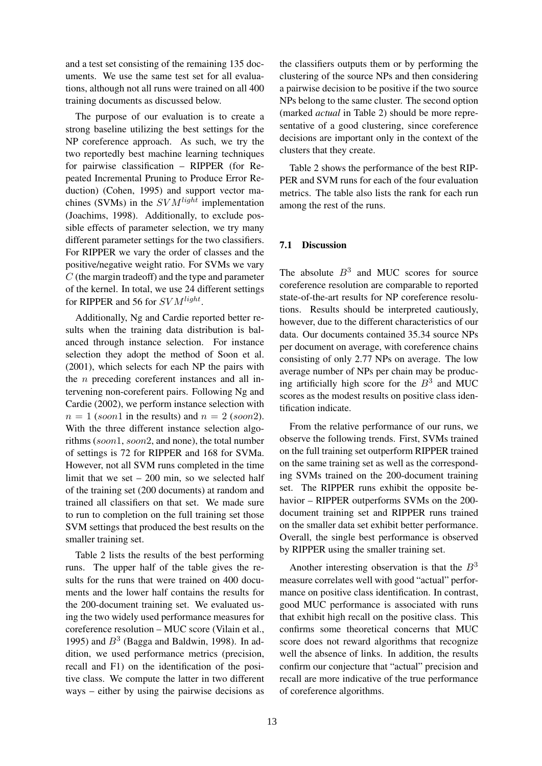and a test set consisting of the remaining 135 documents. We use the same test set for all evaluations, although not all runs were trained on all 400 training documents as discussed below.

The purpose of our evaluation is to create a strong baseline utilizing the best settings for the NP coreference approach. As such, we try the two reportedly best machine learning techniques for pairwise classification – RIPPER (for Repeated Incremental Pruning to Produce Error Reduction) (Cohen, 1995) and support vector machines (SVMs) in the $SVM^{light}$ implementation (Joachims, 1998). Additionally, to exclude possible effects of parameter selection, we try many different parameter settings for the two classifiers. For RIPPER we vary the order of classes and the positive/negative weight ratio. For SVMs we vary $C$ (the margin tradeoff) and the type and parameter of the kernel. In total, we use 24 different settings for RIPPER and 56 for $SVM^{light}$.

Additionally, Ng and Cardie reported better results when the training data distribution is balanced through instance selection. For instance selection they adopt the method of Soon et al. (2001), which selects for each NP the pairs with the $n$ preceding coreferent instances and all intervening non-coreferent pairs. Following Ng and Cardie (2002), we perform instance selection with $n = 1$ ($soon1$ in the results) and $n = 2$ ($soon2$). With the three different instance selection algorithms ($soon1$, $soon2$, and none), the total number of settings is 72 for RIPPER and 168 for SVMa. However, not all SVM runs completed in the time limit that we set – 200 min, so we selected half of the training set (200 documents) at random and trained all classifiers on that set. We made sure to run to completion on the full training set those SVM settings that produced the best results on the smaller training set.

Table 2 lists the results of the best performing runs. The upper half of the table gives the results for the runs that were trained on 400 documents and the lower half contains the results for the 200-document training set. We evaluated using the two widely used performance measures for coreference resolution – MUC score (Vilain et al., 1995) and $B^3$ (Bagga and Baldwin, 1998). In addition, we used performance metrics (precision, recall and F1) on the identification of the positive class. We compute the latter in two different ways – either by using the pairwise decisions as the classifiers outputs them or by performing the clustering of the source NPs and then considering a pairwise decision to be positive if the two source NPs belong to the same cluster. The second option (marked *actual* in Table 2) should be more representative of a good clustering, since coreference decisions are important only in the context of the clusters that they create.

Table 2 shows the performance of the best RIPPER and SVM runs for each of the four evaluation metrics. The table also lists the rank for each run among the rest of the runs.

### 7.1 Discussion

The absolute $B^3$ and MUC scores for source coreference resolution are comparable to reported state-of-the-art results for NP coreference resolutions. Results should be interpreted cautiously, however, due to the different characteristics of our data. Our documents contained 35.34 source NPs per document on average, with coreference chains consisting of only 2.77 NPs on average. The low average number of NPs per chain may be producing artificially high score for the $B^3$ and MUC scores as the modest results on positive class identification indicate.

From the relative performance of our runs, we observe the following trends. First, SVMs trained on the full training set outperform RIPPER trained on the same training set as well as the corresponding SVMs trained on the 200-document training set. The RIPPER runs exhibit the opposite behavior – RIPPER outperforms SVMs on the 200-document training set and RIPPER runs trained on the smaller data set exhibit better performance. Overall, the single best performance is observed by RIPPER using the smaller training set.

Another interesting observation is that the $B^3$ measure correlates well with good "actual" performance on positive class identification. In contrast, good MUC performance is associated with runs that exhibit high recall on the positive class. This confirms some theoretical concerns that MUC score does not reward algorithms that recognize well the absence of links. In addition, the results confirm our conjecture that "actual" precision and recall are more indicative of the true performance of coreference algorithms.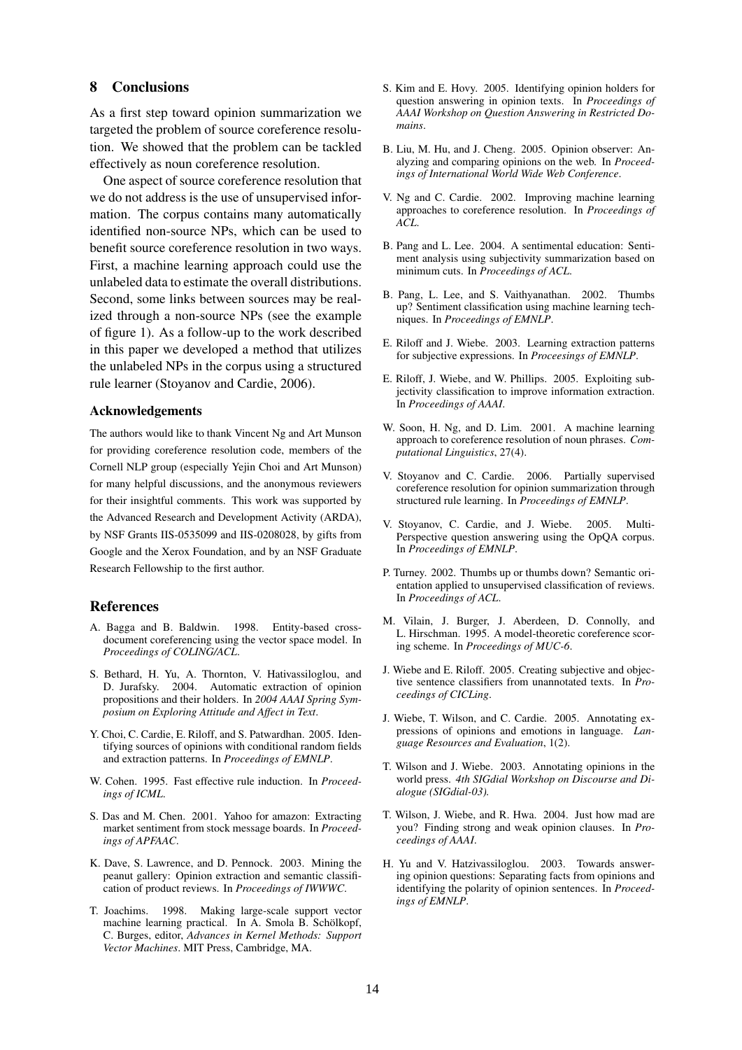## 8 Conclusions

As a first step toward opinion summarization we targeted the problem of source coreference resolution. We showed that the problem can be tackled effectively as noun coreference resolution.

One aspect of source coreference resolution that we do not address is the use of unsupervised information. The corpus contains many automatically identified non-source NPs, which can be used to benefit source coreference resolution in two ways. First, a machine learning approach could use the unlabeled data to estimate the overall distributions. Second, some links between sources may be realized through a non-source NPs (see the example of figure 1). As a follow-up to the work described in this paper we developed a method that utilizes the unlabeled NPs in the corpus using a structured rule learner (Stoyanov and Cardie, 2006).

### Acknowledgements

The authors would like to thank Vincent Ng and Art Munson for providing coreference resolution code, members of the Cornell NLP group (especially Yejin Choi and Art Munson) for many helpful discussions, and the anonymous reviewers for their insightful comments. This work was supported by the Advanced Research and Development Activity (ARDA), by NSF Grants IIS-0535099 and IIS-0208028, by gifts from Google and the Xerox Foundation, and by an NSF Graduate Research Fellowship to the first author.

## References

A. Bagga and B. Baldwin. 1998. Entity-based cross-document coreferencing using the vector space model. In *Proceedings of COLING/ACL*.

S. Bethard, H. Yu, A. Thornton, V. Hativassiloglou, and D. Jurafsky. 2004. Automatic extraction of opinion propositions and their holders. In *2004 AAAI Spring Symposium on Exploring Attitude and Affect in Text*.

Y. Choi, C. Cardie, E. Riloff, and S. Patwardhan. 2005. Identifying sources of opinions with conditional random fields and extraction patterns. In *Proceedings of EMNLP*.

W. Cohen. 1995. Fast effective rule induction. In *Proceedings of ICML*.

S. Das and M. Chen. 2001. Yahoo for amazon: Extracting market sentiment from stock message boards. In *Proceedings of APFAAC*.

K. Dave, S. Lawrence, and D. Pennock. 2003. Mining the peanut gallery: Opinion extraction and semantic classification of product reviews. In *Proceedings of IWWWC*.

T. Joachims. 1998. Making large-scale support vector machine learning practical. In A. Smola B. Schölkopf, C. Burges, editor, *Advances in Kernel Methods: Support Vector Machines*. MIT Press, Cambridge, MA.

S. Kim and E. Hovy. 2005. Identifying opinion holders for question answering in opinion texts. In *Proceedings of AAAI Workshop on Question Answering in Restricted Domains*.

B. Liu, M. Hu, and J. Cheng. 2005. Opinion observer: Analyzing and comparing opinions on the web. In *Proceedings of International World Wide Web Conference*.

V. Ng and C. Cardie. 2002. Improving machine learning approaches to coreference resolution. In *Proceedings of ACL*.

B. Pang and L. Lee. 2004. A sentimental education: Sentiment analysis using subjectivity summarization based on minimum cuts. In *Proceedings of ACL*.

B. Pang, L. Lee, and S. Vaithyanathan. 2002. Thumbs up? Sentiment classification using machine learning techniques. In *Proceedings of EMNLP*.

E. Riloff and J. Wiebe. 2003. Learning extraction patterns for subjective expressions. In *Proceesings of EMNLP*.

E. Riloff, J. Wiebe, and W. Phillips. 2005. Exploiting subjectivity classification to improve information extraction. In *Proceedings of AAAI*.

W. Soon, H. Ng, and D. Lim. 2001. A machine learning approach to coreference resolution of noun phrases. *Computational Linguistics*, 27(4).

V. Stoyanov and C. Cardie. 2006. Partially supervised coreference resolution for opinion summarization through structured rule learning. In *Proceedings of EMNLP*.

V. Stoyanov, C. Cardie, and J. Wiebe. 2005. Multi-Perspective question answering using the OpQA corpus. In *Proceedings of EMNLP*.

P. Turney. 2002. Thumbs up or thumbs down? Semantic orientation applied to unsupervised classification of reviews. In *Proceedings of ACL*.

M. Vilain, J. Burger, J. Aberdeen, D. Connolly, and L. Hirschman. 1995. A model-theoretic coreference scoring scheme. In *Proceedings of MUC-6*.

J. Wiebe and E. Riloff. 2005. Creating subjective and objective sentence classifiers from unannotated texts. In *Proceedings of CICLing*.

J. Wiebe, T. Wilson, and C. Cardie. 2005. Annotating expressions of opinions and emotions in language. *Language Resources and Evaluation*, 1(2).

T. Wilson and J. Wiebe. 2003. Annotating opinions in the world press. *4th SIGdial Workshop on Discourse and Dialogue (SIGdial-03).*

T. Wilson, J. Wiebe, and R. Hwa. 2004. Just how mad are you? Finding strong and weak opinion clauses. In *Proceedings of AAAI*.

H. Yu and V. Hatzivassiloglou. 2003. Towards answering opinion questions: Separating facts from opinions and identifying the polarity of opinion sentences. In *Proceedings of EMNLP*.